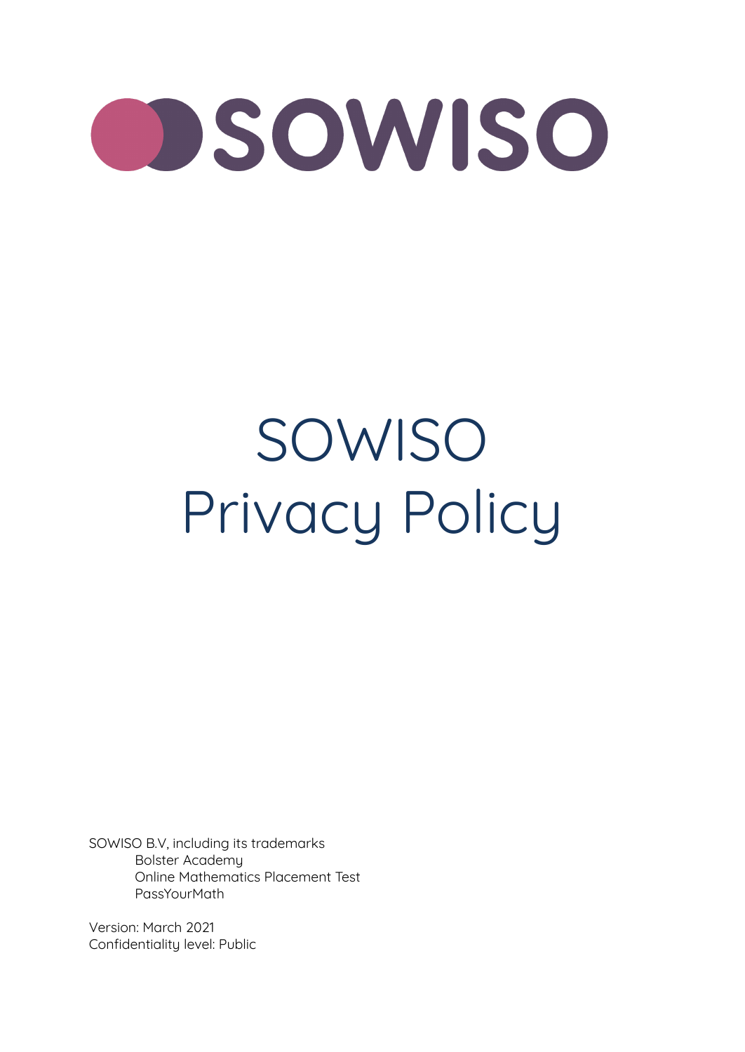# SOWISO Privacy Policy

SOWISO B.V, including its trademarks

- Bolster Academy
- Online Mathematics Placement Test
- PassYourMath

Version: March 2021

Confidentiality level: Public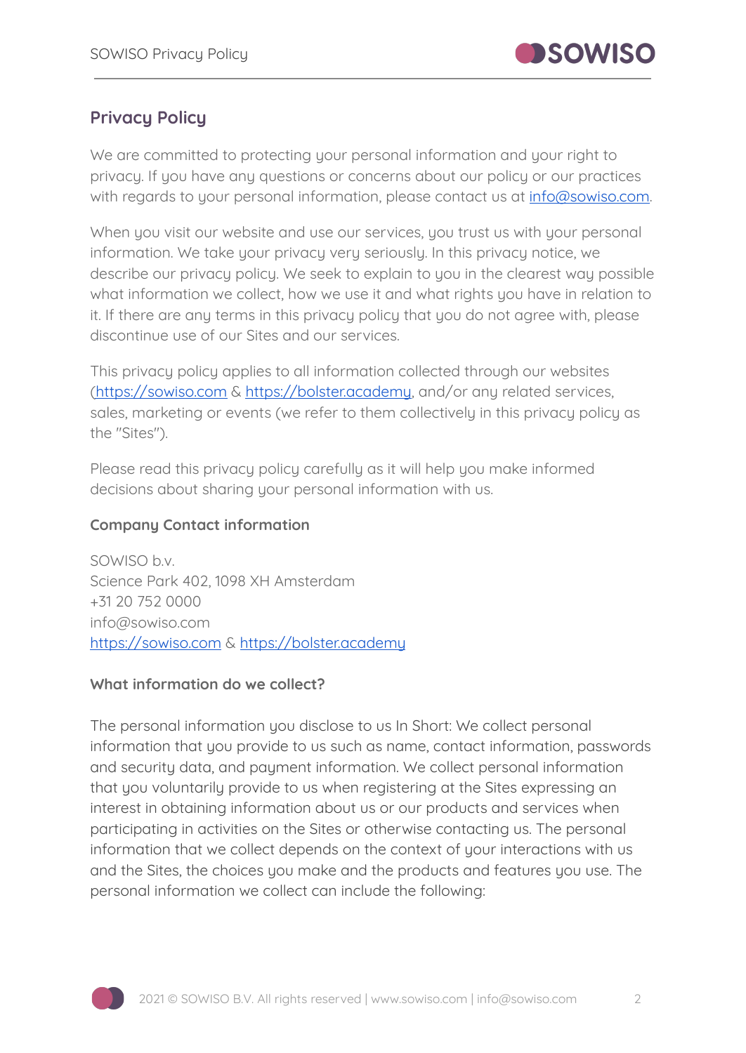## Privacy Policy

We are committed to protecting your personal information and your right to privacy. If you have any questions or concerns about our policy or our practices with regards to your personal information, please contact us at [info@sowiso.com](mailto:info@sowiso.com).

When you visit our website and use our services, you trust us with your personal information. We take your privacy very seriously. In this privacy notice, we describe our privacy policy. We seek to explain to you in the clearest way possible what information we collect, how we use it and what rights you have in relation to it. If there are any terms in this privacy policy that you do not agree with, please discontinue use of our Sites and our services.

This privacy policy applies to all information collected through our websites ([https://sowiso.com](https://sowiso.com) & [https://bolster.academy](https://bolster.academy), and/or any related services, sales, marketing or events (we refer to them collectively in this privacy policy as the "Sites").

Please read this privacy policy carefully as it will help you make informed decisions about sharing your personal information with us.

### Company Contact information

SOWISO b.v.
Science Park 402, 1098 XH Amsterdam
+31 20 752 0000
info@sowiso.com
[https://sowiso.com](https://sowiso.com) & [https://bolster.academy](https://bolster.academy)

### What information do we collect?

The personal information you disclose to us In Short: We collect personal information that you provide to us such as name, contact information, passwords and security data, and payment information. We collect personal information that you voluntarily provide to us when registering at the Sites expressing an interest in obtaining information about us or our products and services when participating in activities on the Sites or otherwise contacting us. The personal information that we collect depends on the context of your interactions with us and the Sites, the choices you make and the products and features you use. The personal information we collect can include the following: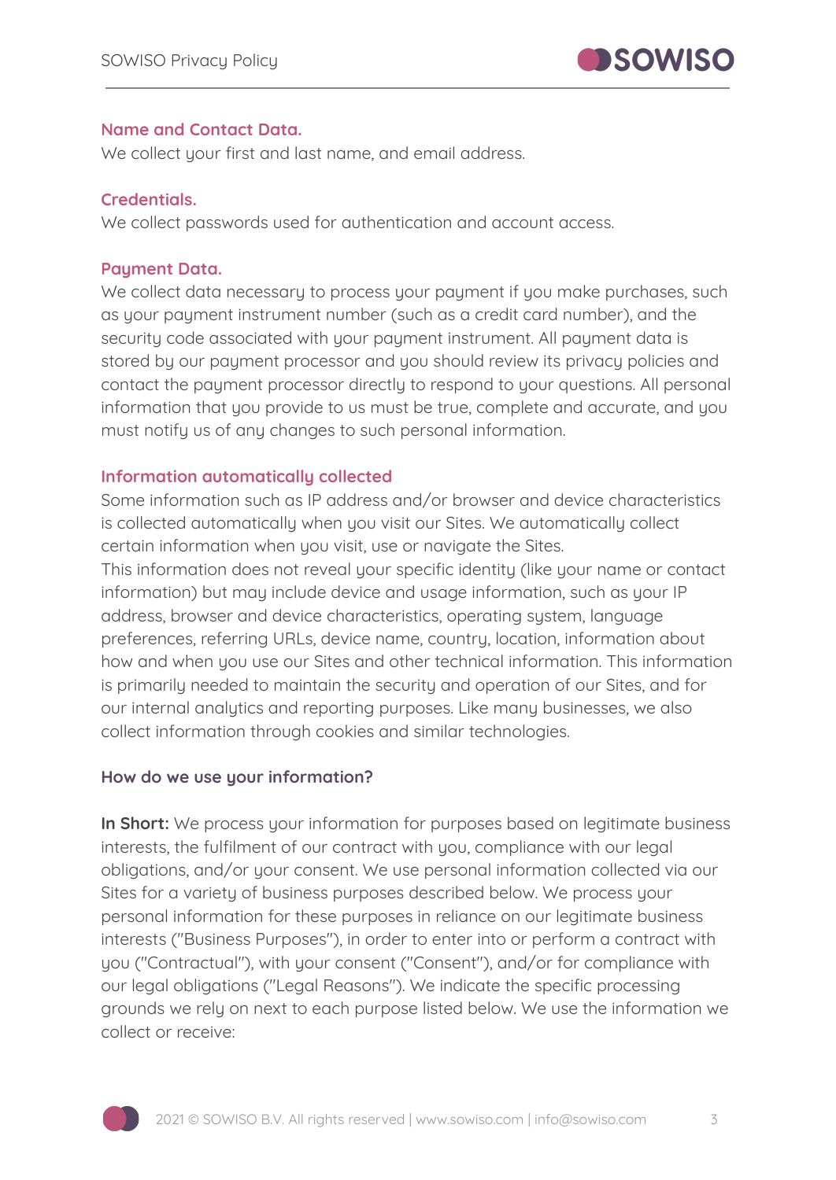### Name and Contact Data.

We collect your first and last name, and email address.

### Credentials.

We collect passwords used for authentication and account access.

### Payment Data.

We collect data necessary to process your payment if you make purchases, such as your payment instrument number (such as a credit card number), and the security code associated with your payment instrument. All payment data is stored by our payment processor and you should review its privacy policies and contact the payment processor directly to respond to your questions. All personal information that you provide to us must be true, complete and accurate, and you must notify us of any changes to such personal information.

### Information automatically collected

Some information such as IP address and/or browser and device characteristics is collected automatically when you visit our Sites. We automatically collect certain information when you visit, use or navigate the Sites.
This information does not reveal your specific identity (like your name or contact information) but may include device and usage information, such as your IP address, browser and device characteristics, operating system, language preferences, referring URLs, device name, country, location, information about how and when you use our Sites and other technical information. This information is primarily needed to maintain the security and operation of our Sites, and for our internal analytics and reporting purposes. Like many businesses, we also collect information through cookies and similar technologies.

## How do we use your information?

**In Short:** We process your information for purposes based on legitimate business interests, the fulfilment of our contract with you, compliance with our legal obligations, and/or your consent. We use personal information collected via our Sites for a variety of business purposes described below. We process your personal information for these purposes in reliance on our legitimate business interests ("Business Purposes"), in order to enter into or perform a contract with you ("Contractual"), with your consent ("Consent"), and/or for compliance with our legal obligations ("Legal Reasons"). We indicate the specific processing grounds we rely on next to each purpose listed below. We use the information we collect or receive: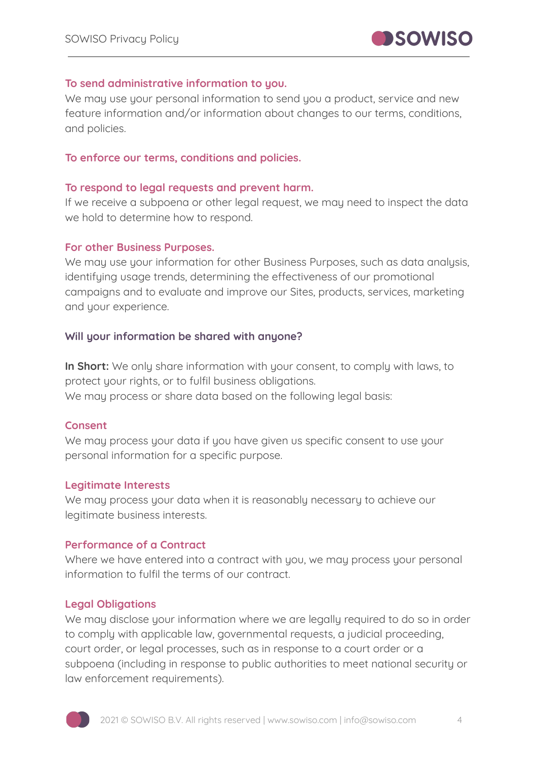### To send administrative information to you.

We may use your personal information to send you a product, service and new feature information and/or information about changes to our terms, conditions, and policies.

### To enforce our terms, conditions and policies.

### To respond to legal requests and prevent harm.

If we receive a subpoena or other legal request, we may need to inspect the data we hold to determine how to respond.

### For other Business Purposes.

We may use your information for other Business Purposes, such as data analysis, identifying usage trends, determining the effectiveness of our promotional campaigns and to evaluate and improve our Sites, products, services, marketing and your experience.

## Will your information be shared with anyone?

**In Short:** We only share information with your consent, to comply with laws, to protect your rights, or to fulfil business obligations.
We may process or share data based on the following legal basis:

### Consent

We may process your data if you have given us specific consent to use your personal information for a specific purpose.

### Legitimate Interests

We may process your data when it is reasonably necessary to achieve our legitimate business interests.

### Performance of a Contract

Where we have entered into a contract with you, we may process your personal information to fulfil the terms of our contract.

### Legal Obligations

We may disclose your information where we are legally required to do so in order to comply with applicable law, governmental requests, a judicial proceeding, court order, or legal processes, such as in response to a court order or a subpoena (including in response to public authorities to meet national security or law enforcement requirements).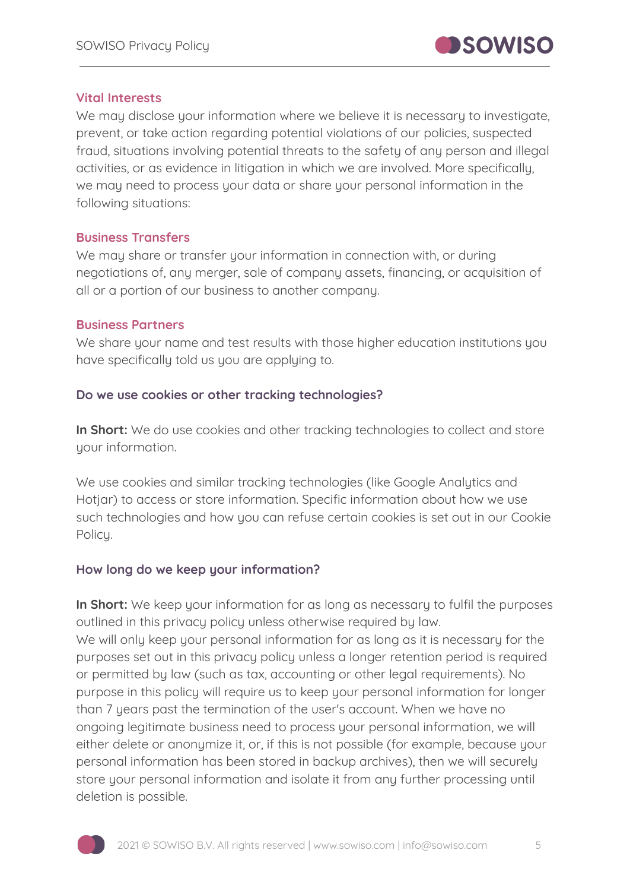### Vital Interests

We may disclose your information where we believe it is necessary to investigate, prevent, or take action regarding potential violations of our policies, suspected fraud, situations involving potential threats to the safety of any person and illegal activities, or as evidence in litigation in which we are involved. More specifically, we may need to process your data or share your personal information in the following situations:

### Business Transfers

We may share or transfer your information in connection with, or during negotiations of, any merger, sale of company assets, financing, or acquisition of all or a portion of our business to another company.

### Business Partners

We share your name and test results with those higher education institutions you have specifically told us you are applying to.

## Do we use cookies or other tracking technologies?

**In Short:** We do use cookies and other tracking technologies to collect and store your information.

We use cookies and similar tracking technologies (like Google Analytics and Hotjar) to access or store information. Specific information about how we use such technologies and how you can refuse certain cookies is set out in our Cookie Policy.

## How long do we keep your information?

**In Short:** We keep your information for as long as necessary to fulfil the purposes outlined in this privacy policy unless otherwise required by law.
We will only keep your personal information for as long as it is necessary for the purposes set out in this privacy policy unless a longer retention period is required or permitted by law (such as tax, accounting or other legal requirements). No purpose in this policy will require us to keep your personal information for longer than 7 years past the termination of the user's account. When we have no ongoing legitimate business need to process your personal information, we will either delete or anonymize it, or, if this is not possible (for example, because your personal information has been stored in backup archives), then we will securely store your personal information and isolate it from any further processing until deletion is possible.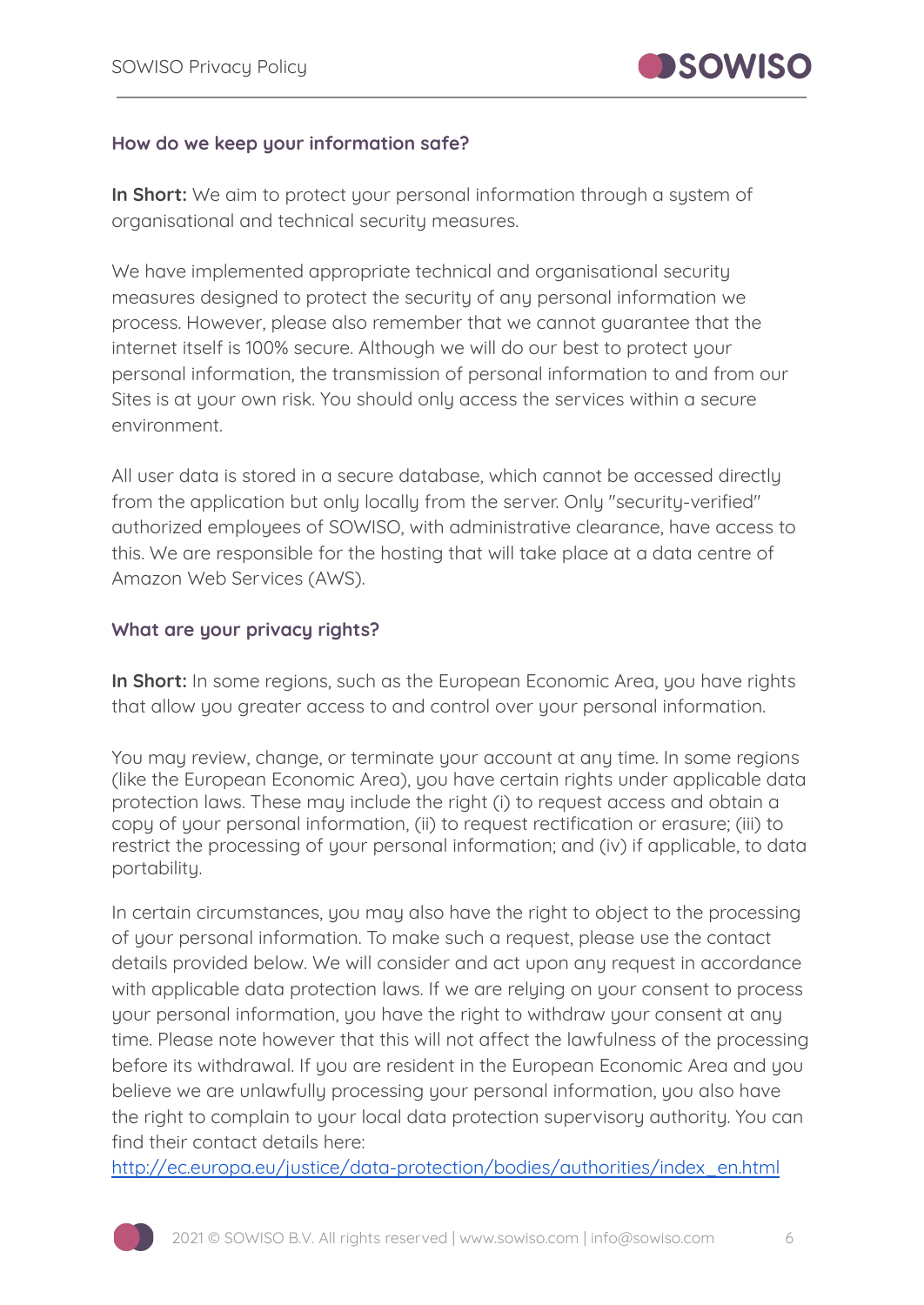### How do we keep your information safe?

**In Short:** We aim to protect your personal information through a system of organisational and technical security measures.

We have implemented appropriate technical and organisational security measures designed to protect the security of any personal information we process. However, please also remember that we cannot guarantee that the internet itself is 100% secure. Although we will do our best to protect your personal information, the transmission of personal information to and from our Sites is at your own risk. You should only access the services within a secure environment.

All user data is stored in a secure database, which cannot be accessed directly from the application but only locally from the server. Only "security-verified" authorized employees of SOWISO, with administrative clearance, have access to this. We are responsible for the hosting that will take place at a data centre of Amazon Web Services (AWS).

### What are your privacy rights?

**In Short:** In some regions, such as the European Economic Area, you have rights that allow you greater access to and control over your personal information.

You may review, change, or terminate your account at any time. In some regions (like the European Economic Area), you have certain rights under applicable data protection laws. These may include the right (i) to request access and obtain a copy of your personal information, (ii) to request rectification or erasure; (iii) to restrict the processing of your personal information; and (iv) if applicable, to data portability.

In certain circumstances, you may also have the right to object to the processing of your personal information. To make such a request, please use the contact details provided below. We will consider and act upon any request in accordance with applicable data protection laws. If we are relying on your consent to process your personal information, you have the right to withdraw your consent at any time. Please note however that this will not affect the lawfulness of the processing before its withdrawal. If you are resident in the European Economic Area and you believe we are unlawfully processing your personal information, you also have the right to complain to your local data protection supervisory authority. You can find their contact details here:
[http://ec.europa.eu/justice/data-protection/bodies/authorities/index_en.html](http://ec.europa.eu/justice/data-protection/bodies/authorities/index_en.html)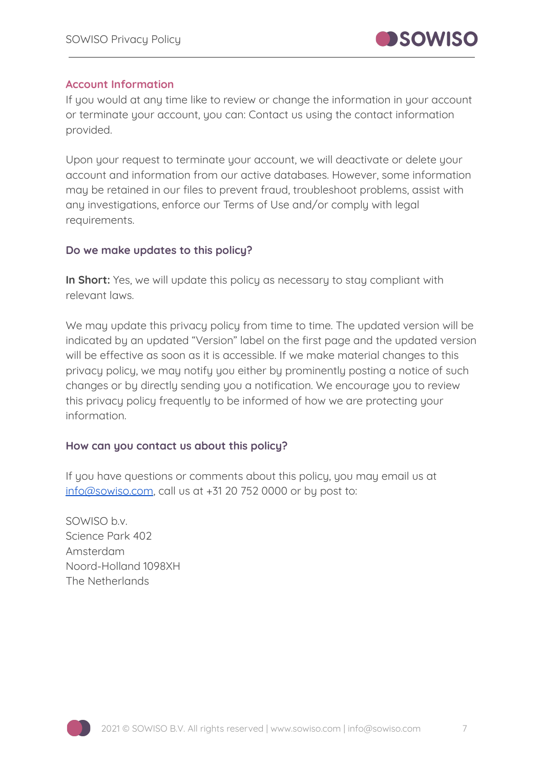### Account Information

If you would at any time like to review or change the information in your account or terminate your account, you can: Contact us using the contact information provided.

Upon your request to terminate your account, we will deactivate or delete your account and information from our active databases. However, some information may be retained in our files to prevent fraud, troubleshoot problems, assist with any investigations, enforce our Terms of Use and/or comply with legal requirements.

## Do we make updates to this policy?

**In Short:** Yes, we will update this policy as necessary to stay compliant with relevant laws.

We may update this privacy policy from time to time. The updated version will be indicated by an updated "Version" label on the first page and the updated version will be effective as soon as it is accessible. If we make material changes to this privacy policy, we may notify you either by prominently posting a notice of such changes or by directly sending you a notification. We encourage you to review this privacy policy frequently to be informed of how we are protecting your information.

## How can you contact us about this policy?

If you have questions or comments about this policy, you may email us at [info@sowiso.com](mailto:info@sowiso.com), call us at +31 20 752 0000 or by post to:

SOWISO b.v.
Science Park 402
Amsterdam
Noord-Holland 1098XH
The Netherlands